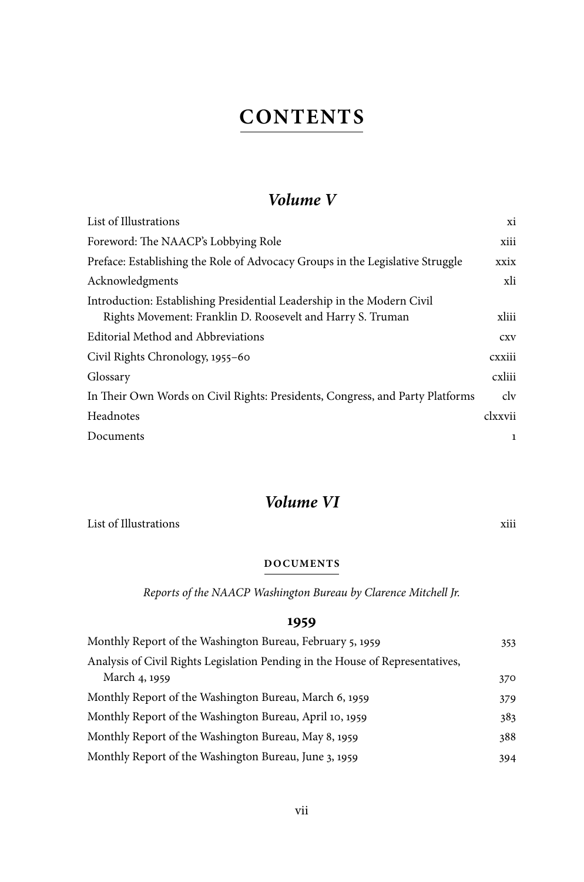# CONTENTS

## *Volume V*

| | |
|---|---|
| List of Illustrations | xi |
| Foreword: The NAACP's Lobbying Role | xiii |
| Preface: Establishing the Role of Advocacy Groups in the Legislative Struggle | xxix |
| Acknowledgments | xli |
| Introduction: Establishing Presidential Leadership in the Modern Civil Rights Movement: Franklin D. Roosevelt and Harry S. Truman | xliii |
| Editorial Method and Abbreviations | cxv |
| Civil Rights Chronology, 1955–60 | cxxiii |
| Glossary | cxliii |
| In Their Own Words on Civil Rights: Presidents, Congress, and Party Platforms | clv |
| Headnotes | clxxvii |
| Documents | 1 |

## *Volume VI*

| | |
|---|---|
| List of Illustrations | xiii |

### DOCUMENTS

*Reports of the NAACP Washington Bureau by Clarence Mitchell Jr.*

#### 1959

| | |
|---|---|
| Monthly Report of the Washington Bureau, February 5, 1959 | 353 |
| Analysis of Civil Rights Legislation Pending in the House of Representatives, March 4, 1959 | 370 |
| Monthly Report of the Washington Bureau, March 6, 1959 | 379 |
| Monthly Report of the Washington Bureau, April 10, 1959 | 383 |
| Monthly Report of the Washington Bureau, May 8, 1959 | 388 |
| Monthly Report of the Washington Bureau, June 3, 1959 | 394 |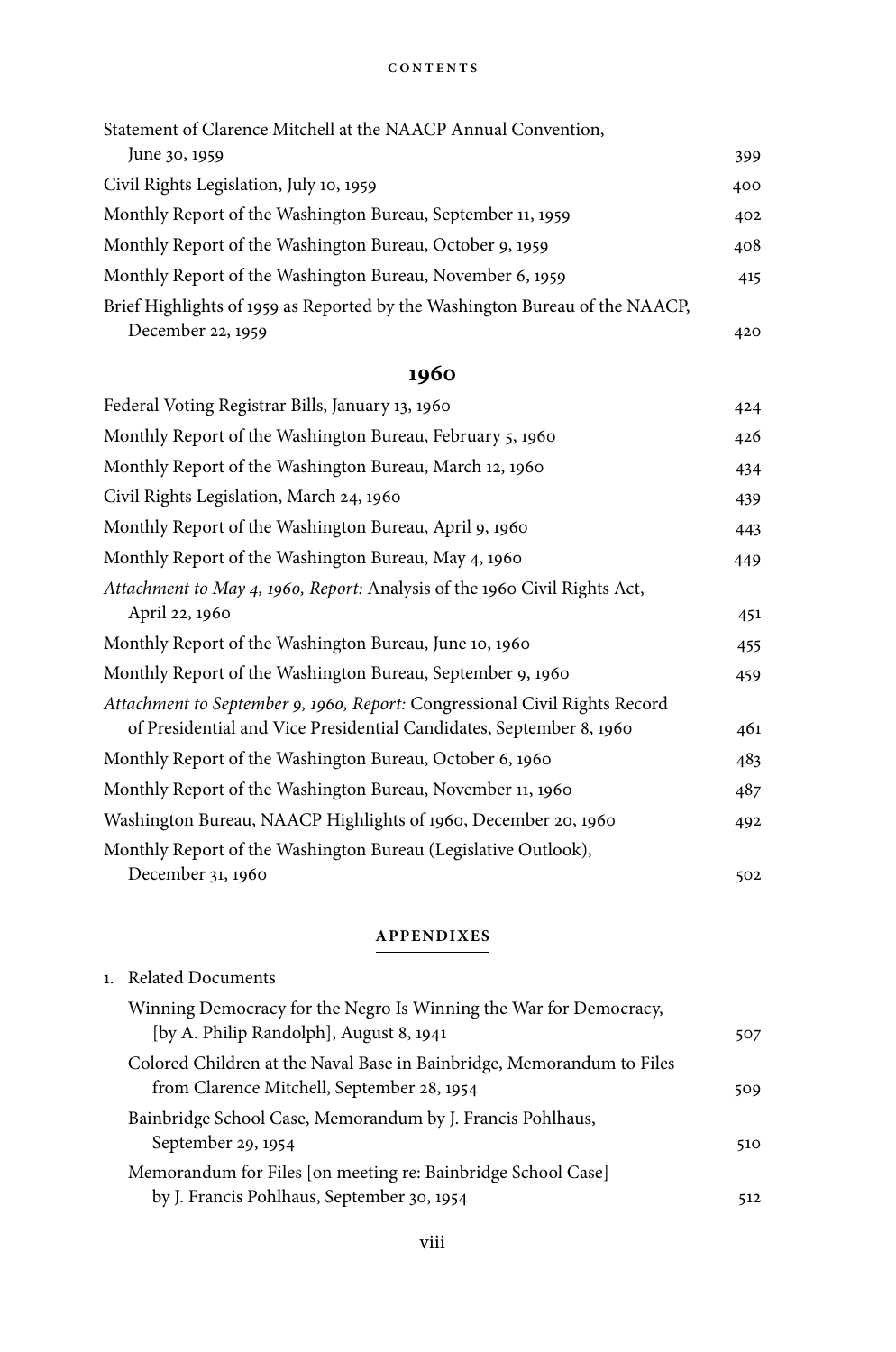Statement of Clarence Mitchell at the NAACP Annual Convention, June 30, 1959 — 399

Civil Rights Legislation, July 10, 1959 — 400

Monthly Report of the Washington Bureau, September 11, 1959 — 402

Monthly Report of the Washington Bureau, October 9, 1959 — 408

Monthly Report of the Washington Bureau, November 6, 1959 — 415

Brief Highlights of 1959 as Reported by the Washington Bureau of the NAACP, December 22, 1959 — 420

## 1960

Federal Voting Registrar Bills, January 13, 1960 — 424

Monthly Report of the Washington Bureau, February 5, 1960 — 426

Monthly Report of the Washington Bureau, March 12, 1960 — 434

Civil Rights Legislation, March 24, 1960 — 439

Monthly Report of the Washington Bureau, April 9, 1960 — 443

Monthly Report of the Washington Bureau, May 4, 1960 — 449

*Attachment to May 4, 1960, Report:* Analysis of the 1960 Civil Rights Act, April 22, 1960 — 451

Monthly Report of the Washington Bureau, June 10, 1960 — 455

Monthly Report of the Washington Bureau, September 9, 1960 — 459

*Attachment to September 9, 1960, Report:* Congressional Civil Rights Record of Presidential and Vice Presidential Candidates, September 8, 1960 — 461

Monthly Report of the Washington Bureau, October 6, 1960 — 483

Monthly Report of the Washington Bureau, November 11, 1960 — 487

Washington Bureau, NAACP Highlights of 1960, December 20, 1960 — 492

Monthly Report of the Washington Bureau (Legislative Outlook), December 31, 1960 — 502

## APPENDIXES

1. Related Documents

   Winning Democracy for the Negro Is Winning the War for Democracy, [by A. Philip Randolph], August 8, 1941 — 507

   Colored Children at the Naval Base in Bainbridge, Memorandum to Files from Clarence Mitchell, September 28, 1954 — 509

   Bainbridge School Case, Memorandum by J. Francis Pohlhaus, September 29, 1954 — 510

   Memorandum for Files [on meeting re: Bainbridge School Case] by J. Francis Pohlhaus, September 30, 1954 — 512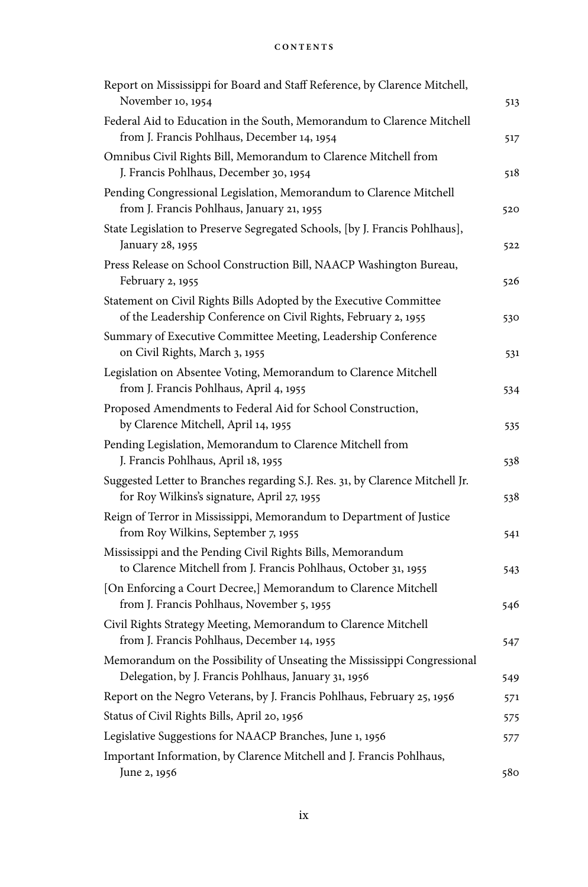Report on Mississippi for Board and Staff Reference, by Clarence Mitchell, November 10, 1954 513

Federal Aid to Education in the South, Memorandum to Clarence Mitchell from J. Francis Pohlhaus, December 14, 1954 517

Omnibus Civil Rights Bill, Memorandum to Clarence Mitchell from J. Francis Pohlhaus, December 30, 1954 518

Pending Congressional Legislation, Memorandum to Clarence Mitchell from J. Francis Pohlhaus, January 21, 1955 520

State Legislation to Preserve Segregated Schools, [by J. Francis Pohlhaus], January 28, 1955 522

Press Release on School Construction Bill, NAACP Washington Bureau, February 2, 1955 526

Statement on Civil Rights Bills Adopted by the Executive Committee of the Leadership Conference on Civil Rights, February 2, 1955 530

Summary of Executive Committee Meeting, Leadership Conference on Civil Rights, March 3, 1955 531

Legislation on Absentee Voting, Memorandum to Clarence Mitchell from J. Francis Pohlhaus, April 4, 1955 534

Proposed Amendments to Federal Aid for School Construction, by Clarence Mitchell, April 14, 1955 535

Pending Legislation, Memorandum to Clarence Mitchell from J. Francis Pohlhaus, April 18, 1955 538

Suggested Letter to Branches regarding S.J. Res. 31, by Clarence Mitchell Jr. for Roy Wilkins's signature, April 27, 1955 538

Reign of Terror in Mississippi, Memorandum to Department of Justice from Roy Wilkins, September 7, 1955 541

Mississippi and the Pending Civil Rights Bills, Memorandum to Clarence Mitchell from J. Francis Pohlhaus, October 31, 1955 543

[On Enforcing a Court Decree,] Memorandum to Clarence Mitchell from J. Francis Pohlhaus, November 5, 1955 546

Civil Rights Strategy Meeting, Memorandum to Clarence Mitchell from J. Francis Pohlhaus, December 14, 1955 547

Memorandum on the Possibility of Unseating the Mississippi Congressional Delegation, by J. Francis Pohlhaus, January 31, 1956 549

Report on the Negro Veterans, by J. Francis Pohlhaus, February 25, 1956 571

Status of Civil Rights Bills, April 20, 1956 575

Legislative Suggestions for NAACP Branches, June 1, 1956 577

Important Information, by Clarence Mitchell and J. Francis Pohlhaus, June 2, 1956 580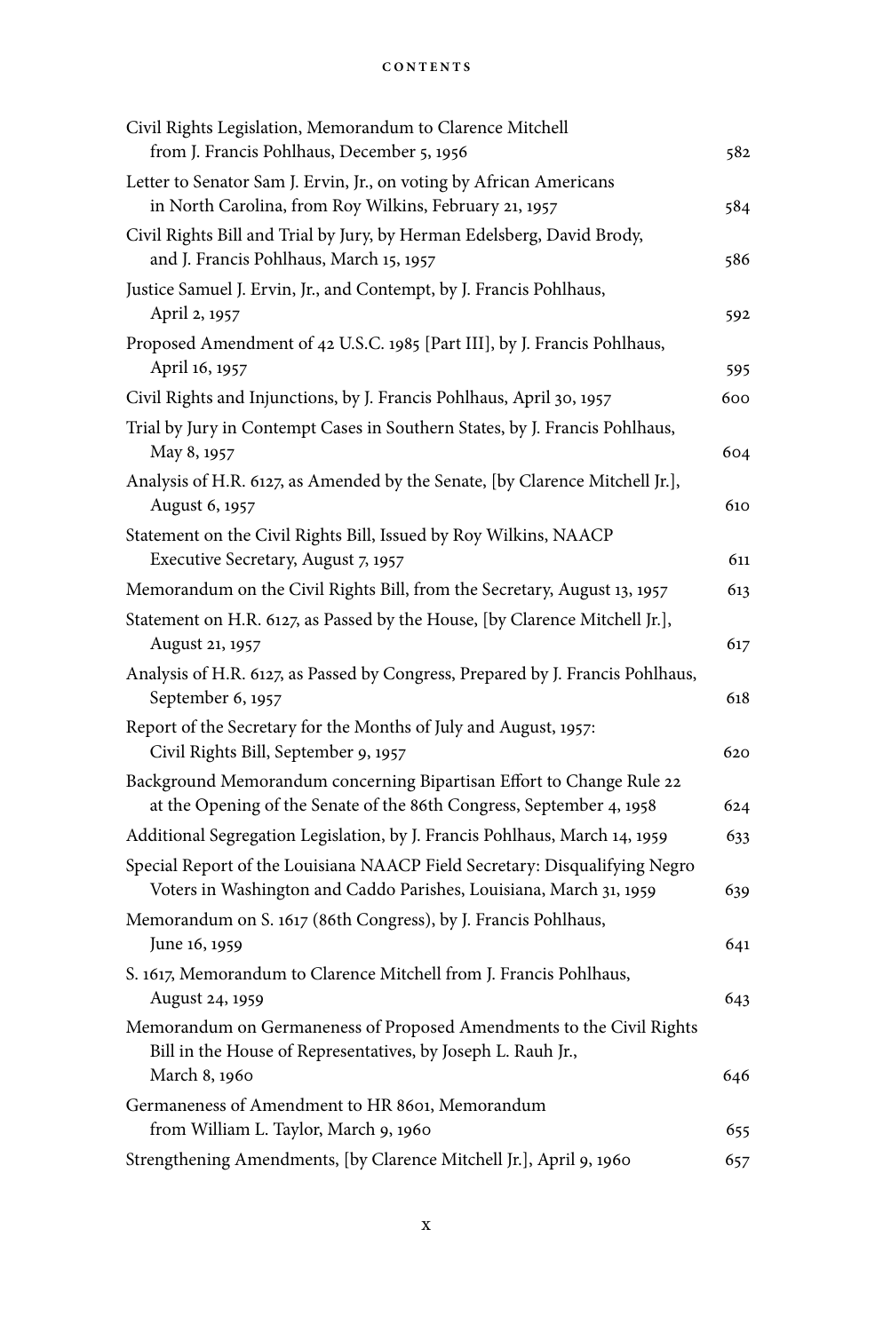| | |
|---|---|
| Civil Rights Legislation, Memorandum to Clarence Mitchell from J. Francis Pohlhaus, December 5, 1956 | 582 |
| Letter to Senator Sam J. Ervin, Jr., on voting by African Americans in North Carolina, from Roy Wilkins, February 21, 1957 | 584 |
| Civil Rights Bill and Trial by Jury, by Herman Edelsberg, David Brody, and J. Francis Pohlhaus, March 15, 1957 | 586 |
| Justice Samuel J. Ervin, Jr., and Contempt, by J. Francis Pohlhaus, April 2, 1957 | 592 |
| Proposed Amendment of 42 U.S.C. 1985 [Part III], by J. Francis Pohlhaus, April 16, 1957 | 595 |
| Civil Rights and Injunctions, by J. Francis Pohlhaus, April 30, 1957 | 600 |
| Trial by Jury in Contempt Cases in Southern States, by J. Francis Pohlhaus, May 8, 1957 | 604 |
| Analysis of H.R. 6127, as Amended by the Senate, [by Clarence Mitchell Jr.], August 6, 1957 | 610 |
| Statement on the Civil Rights Bill, Issued by Roy Wilkins, NAACP Executive Secretary, August 7, 1957 | 611 |
| Memorandum on the Civil Rights Bill, from the Secretary, August 13, 1957 | 613 |
| Statement on H.R. 6127, as Passed by the House, [by Clarence Mitchell Jr.], August 21, 1957 | 617 |
| Analysis of H.R. 6127, as Passed by Congress, Prepared by J. Francis Pohlhaus, September 6, 1957 | 618 |
| Report of the Secretary for the Months of July and August, 1957: Civil Rights Bill, September 9, 1957 | 620 |
| Background Memorandum concerning Bipartisan Effort to Change Rule 22 at the Opening of the Senate of the 86th Congress, September 4, 1958 | 624 |
| Additional Segregation Legislation, by J. Francis Pohlhaus, March 14, 1959 | 633 |
| Special Report of the Louisiana NAACP Field Secretary: Disqualifying Negro Voters in Washington and Caddo Parishes, Louisiana, March 31, 1959 | 639 |
| Memorandum on S. 1617 (86th Congress), by J. Francis Pohlhaus, June 16, 1959 | 641 |
| S. 1617, Memorandum to Clarence Mitchell from J. Francis Pohlhaus, August 24, 1959 | 643 |
| Memorandum on Germaneness of Proposed Amendments to the Civil Rights Bill in the House of Representatives, by Joseph L. Rauh Jr., March 8, 1960 | 646 |
| Germaneness of Amendment to HR 8601, Memorandum from William L. Taylor, March 9, 1960 | 655 |
| Strengthening Amendments, [by Clarence Mitchell Jr.], April 9, 1960 | 657 |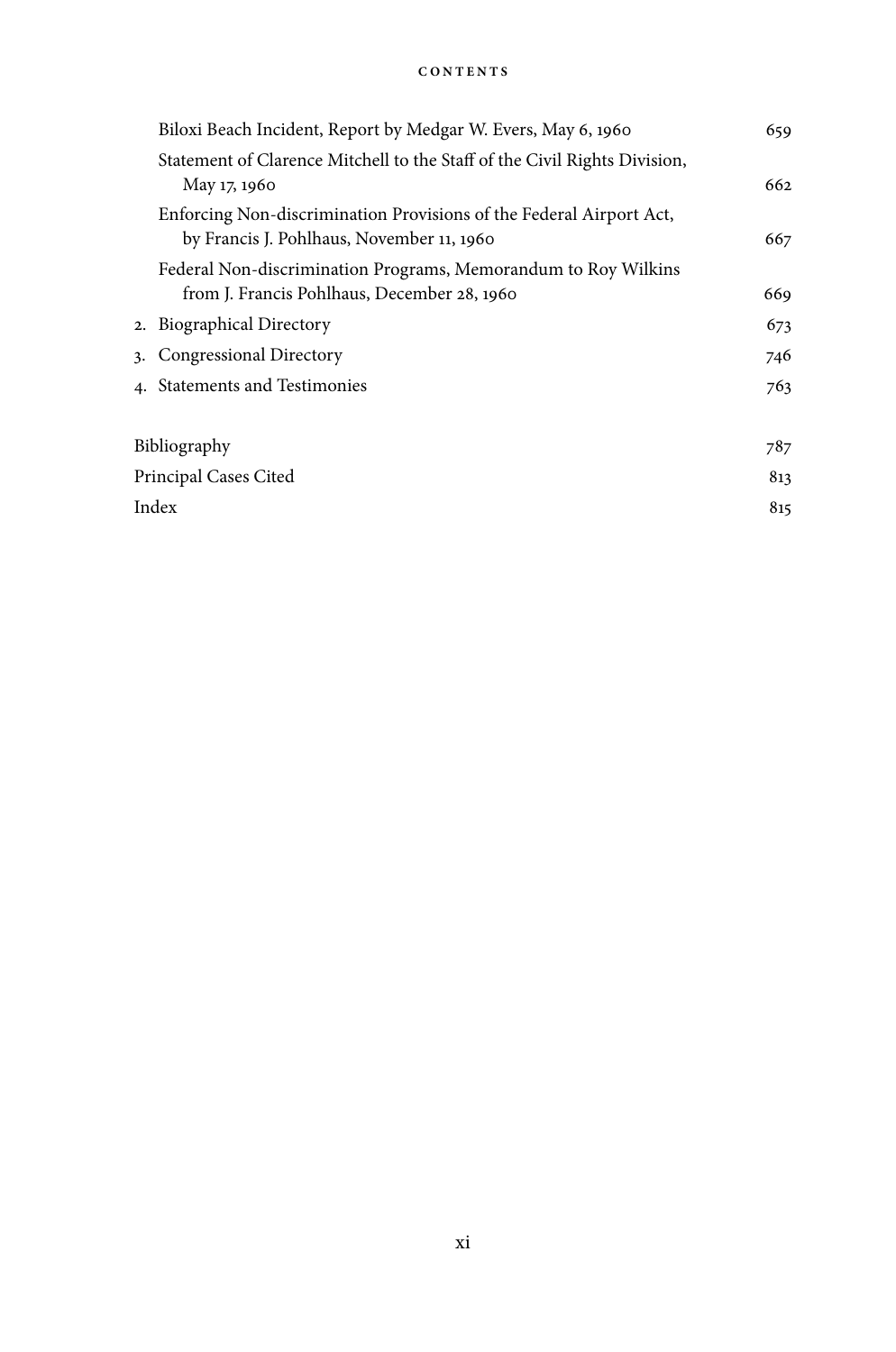Biloxi Beach Incident, Report by Medgar W. Evers, May 6, 1960 659

Statement of Clarence Mitchell to the Staff of the Civil Rights Division, May 17, 1960 662

Enforcing Non-discrimination Provisions of the Federal Airport Act, by Francis J. Pohlhaus, November 11, 1960 667

Federal Non-discrimination Programs, Memorandum to Roy Wilkins from J. Francis Pohlhaus, December 28, 1960 669

2. Biographical Directory 673
3. Congressional Directory 746
4. Statements and Testimonies 763

Bibliography 787

Principal Cases Cited 813

Index 815